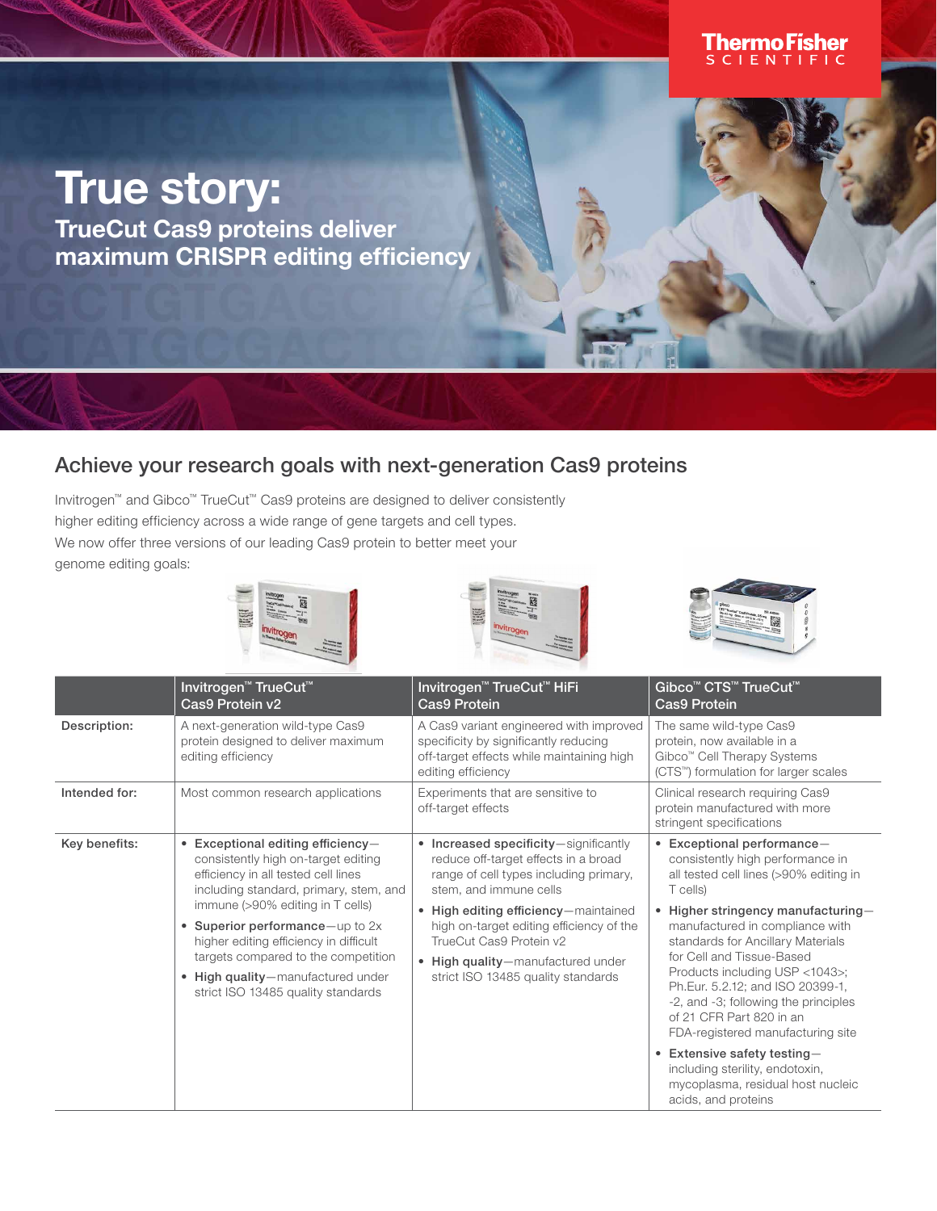# True story:

## TrueCut Cas9 proteins deliver maximum CRISPR editing efficiency

## Achieve your research goals with next-generation Cas9 proteins

Invitrogen™ and Gibco™ TrueCut™ Cas9 proteins are designed to deliver consistently higher editing efficiency across a wide range of gene targets and cell types. We now offer three versions of our leading Cas9 protein to better meet your genome editing goals:

| | Invitrogen™ TrueCut™ Cas9 Protein v2 | Invitrogen™ TrueCut™ HiFi Cas9 Protein | Gibco™ CTS™ TrueCut™ Cas9 Protein |
|---|---|---|---|
| Description: | A next-generation wild-type Cas9 protein designed to deliver maximum editing efficiency | A Cas9 variant engineered with improved specificity by significantly reducing off-target effects while maintaining high editing efficiency | The same wild-type Cas9 protein, now available in a Gibco™ Cell Therapy Systems (CTS™) formulation for larger scales |
| Intended for: | Most common research applications | Experiments that are sensitive to off-target effects | Clinical research requiring Cas9 protein manufactured with more stringent specifications |
| Key benefits: | • **Exceptional editing efficiency**—consistently high on-target editing efficiency in all tested cell lines including standard, primary, stem, and immune (>90% editing in T cells)<br>• **Superior performance**—up to 2x higher editing efficiency in difficult targets compared to the competition<br>• **High quality**—manufactured under strict ISO 13485 quality standards | • **Increased specificity**—significantly reduce off-target effects in a broad range of cell types including primary, stem, and immune cells<br>• **High editing efficiency**—maintained high on-target editing efficiency of the TrueCut Cas9 Protein v2<br>• **High quality**—manufactured under strict ISO 13485 quality standards | • **Exceptional performance**—consistently high performance in all tested cell lines (>90% editing in T cells)<br>• **Higher stringency manufacturing**—manufactured in compliance with standards for Ancillary Materials for Cell and Tissue-Based Products including USP <1043>; Ph.Eur. 5.2.12; and ISO 20399-1, -2, and -3; following the principles of 21 CFR Part 820 in an FDA-registered manufacturing site<br>• **Extensive safety testing**—including sterility, endotoxin, mycoplasma, residual host nucleic acids, and proteins |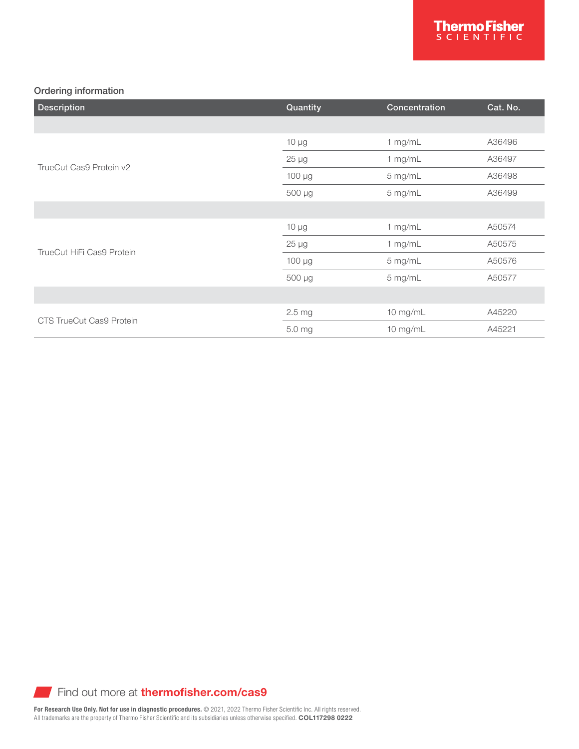## Ordering information

| Description | Quantity | Concentration | Cat. No. |
|---|---|---|---|
| TrueCut Cas9 Protein v2 | 10 µg | 1 mg/mL | A36496 |
| | 25 µg | 1 mg/mL | A36497 |
| | 100 µg | 5 mg/mL | A36498 |
| | 500 µg | 5 mg/mL | A36499 |
| TrueCut HiFi Cas9 Protein | 10 µg | 1 mg/mL | A50574 |
| | 25 µg | 1 mg/mL | A50575 |
| | 100 µg | 5 mg/mL | A50576 |
| | 500 µg | 5 mg/mL | A50577 |
| CTS TrueCut Cas9 Protein | 2.5 mg | 10 mg/mL | A45220 |
| | 5.0 mg | 10 mg/mL | A45221 |

Find out more at **thermofisher.com/cas9**

**For Research Use Only. Not for use in diagnostic procedures.** © 2021, 2022 Thermo Fisher Scientific Inc. All rights reserved. All trademarks are the property of Thermo Fisher Scientific and its subsidiaries unless otherwise specified. **COL117298 0222**